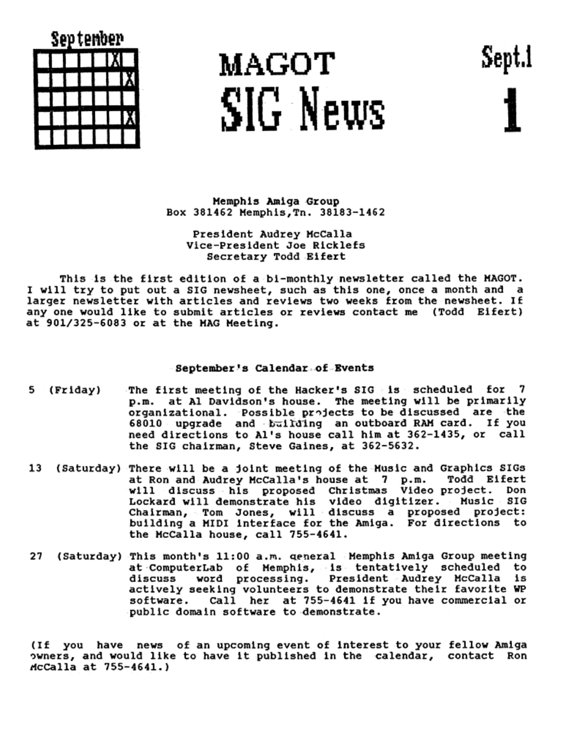September

# MAGOT SIG News

Sept.1

1

**Memphis Amiga Group**
Box 381462 Memphis,Tn. 38183-1462

President Audrey McCalla
Vice-President Joe Ricklefs
Secretary Todd Eifert

This is the first edition of a bi-monthly newsletter called the MAGOT. I will try to put out a SIG newsheet, such as this one, once a month and a larger newsletter with articles and reviews two weeks from the newsheet. If any one would like to submit articles or reviews contact me (Todd Eifert) at 901/325-6083 or at the MAG Meeting.

## September's Calendar of Events

**5 (Friday)** The first meeting of the Hacker's SIG is scheduled for 7 p.m. at Al Davidson's house. The meeting will be primarily organizational. Possible projects to be discussed are the 68010 upgrade and building an outboard RAM card. If you need directions to Al's house call him at 362-1435, or call the SIG chairman, Steve Gaines, at 362-5632.

**13 (Saturday)** There will be a joint meeting of the Music and Graphics SIGs at Ron and Audrey McCalla's house at 7 p.m. Todd Eifert will discuss his proposed Christmas Video project. Don Lockard will demonstrate his video digitizer. Music SIG Chairman, Tom Jones, will discuss a proposed project: building a MIDI interface for the Amiga. For directions to the McCalla house, call 755-4641.

**27 (Saturday)** This month's 11:00 a.m. general Memphis Amiga Group meeting at ComputerLab of Memphis, is tentatively scheduled to discuss word processing. President Audrey McCalla is actively seeking volunteers to demonstrate their favorite WP software. Call her at 755-4641 if you have commercial or public domain software to demonstrate.

(If you have news of an upcoming event of interest to your fellow Amiga owners, and would like to have it published in the calendar, contact Ron McCalla at 755-4641.)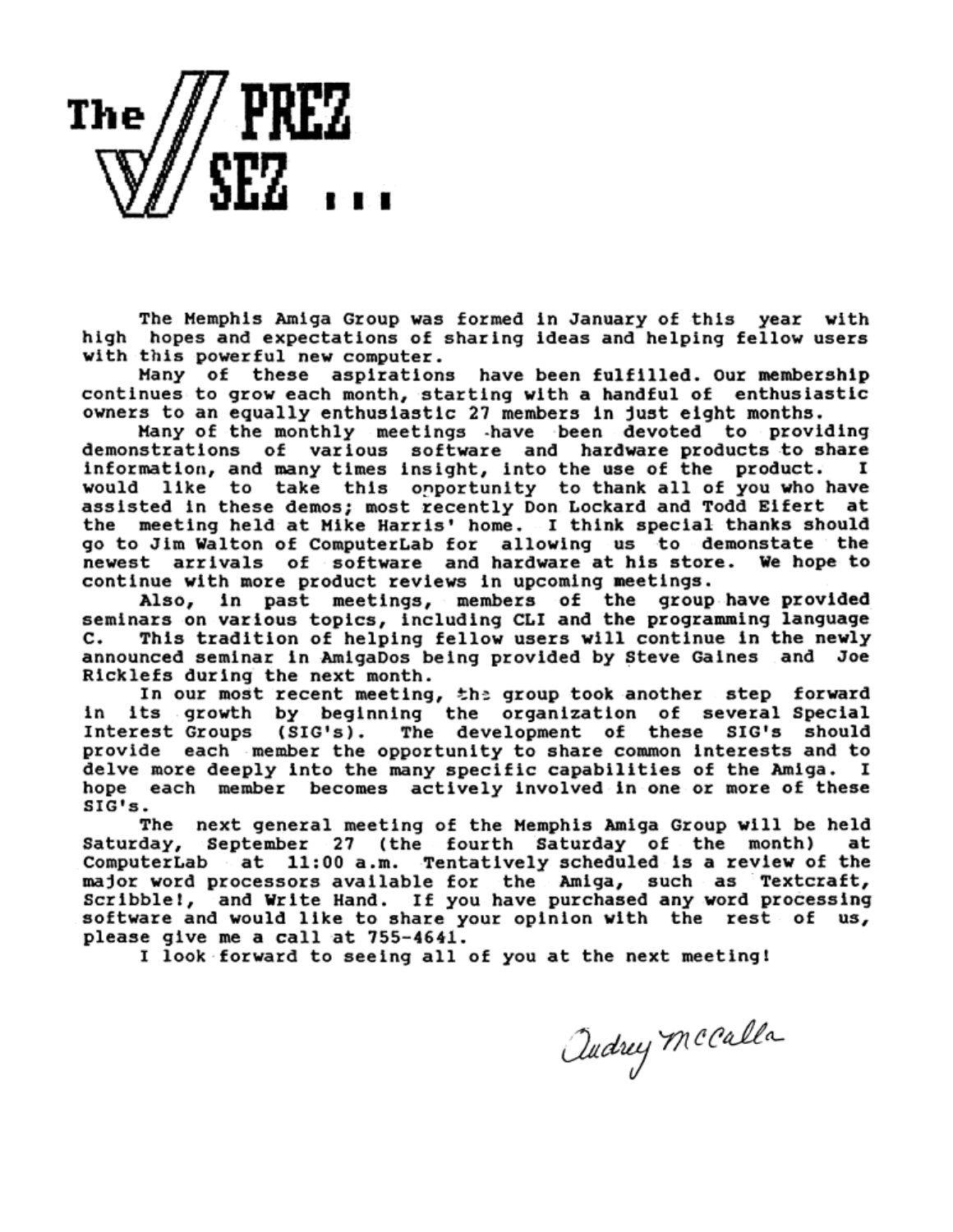# The PREZ SEZ ...

The Memphis Amiga Group was formed in January of this year with high hopes and expectations of sharing ideas and helping fellow users with this powerful new computer.

Many of these aspirations have been fulfilled. Our membership continues to grow each month, starting with a handful of enthusiastic owners to an equally enthusiastic 27 members in just eight months.

Many of the monthly meetings have been devoted to providing demonstrations of various software and hardware products to share information, and many times insight, into the use of the product. I would like to take this opportunity to thank all of you who have assisted in these demos; most recently Don Lockard and Todd Eifert at the meeting held at Mike Harris' home. I think special thanks should go to Jim Walton of ComputerLab for allowing us to demonstate the newest arrivals of software and hardware at his store. We hope to continue with more product reviews in upcoming meetings.

Also, in past meetings, members of the group have provided seminars on various topics, including CLI and the programming language C. This tradition of helping fellow users will continue in the newly announced seminar in AmigaDos being provided by Steve Gaines and Joe Ricklefs during the next month.

In our most recent meeting, the group took another step forward in its growth by beginning the organization of several Special Interest Groups (SIG's). The development of these SIG's should provide each member the opportunity to share common interests and to delve more deeply into the many specific capabilities of the Amiga. I hope each member becomes actively involved in one or more of these SIG's.

The next general meeting of the Memphis Amiga Group will be held Saturday, September 27 (the fourth Saturday of the month) at ComputerLab at 11:00 a.m. Tentatively scheduled is a review of the major word processors available for the Amiga, such as Textcraft, Scribble!, and Write Hand. If you have purchased any word processing software and would like to share your opinion with the rest of us, please give me a call at 755-4641.

I look forward to seeing all of you at the next meeting!

Audrey McCalla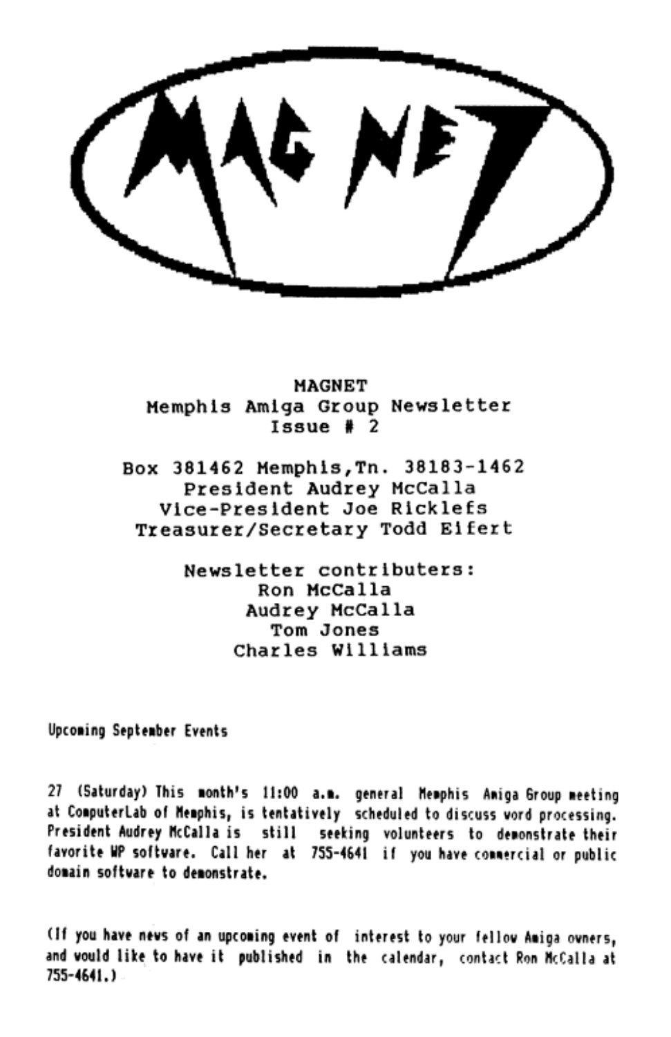MAG NET

**MAGNET**
**Memphis Amiga Group Newsletter**
**Issue # 2**

Box 381462 Memphis,Tn. 38183-1462
President Audrey McCalla
Vice-President Joe Ricklefs
Treasurer/Secretary Todd Elfert

Newsletter contributers:
Ron McCalla
Audrey McCalla
Tom Jones
Charles Williams

## Upcoming September Events

27 (Saturday) This month's 11:00 a.m. general Memphis Amiga Group meeting at ComputerLab of Memphis, is tentatively scheduled to discuss word processing. President Audrey McCalla is still seeking volunteers to demonstrate their favorite WP software. Call her at 755-4641 if you have commercial or public domain software to demonstrate.

(If you have news of an upcoming event of interest to your fellow Amiga owners, and would like to have it published in the calendar, contact Ron McCalla at 755-4641.)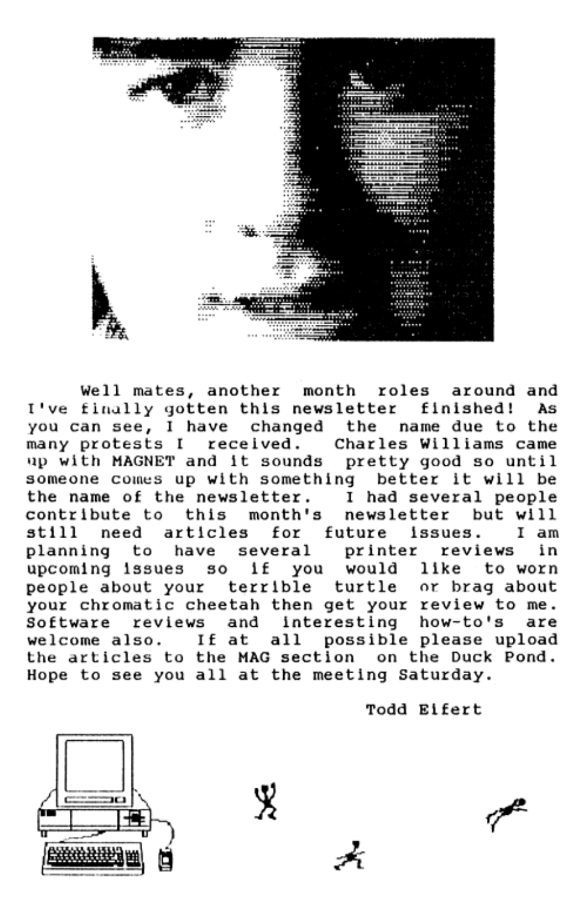Well mates, another month roles around and I've finally gotten this newsletter finished! As you can see, I have changed the name due to the many protests I received. Charles Williams came up with MAGNET and it sounds pretty good so until someone comes up with something better it will be the name of the newsletter. I had several people contribute to this month's newsletter but will still need articles for future issues. I am planning to have several printer reviews in upcoming issues so if you would like to worn people about your terrible turtle or brag about your chromatic cheetah then get your review to me. Software reviews and interesting how-to's are welcome also. If at all possible please upload the articles to the MAG section on the Duck Pond. Hope to see you all at the meeting Saturday.

Todd Eifert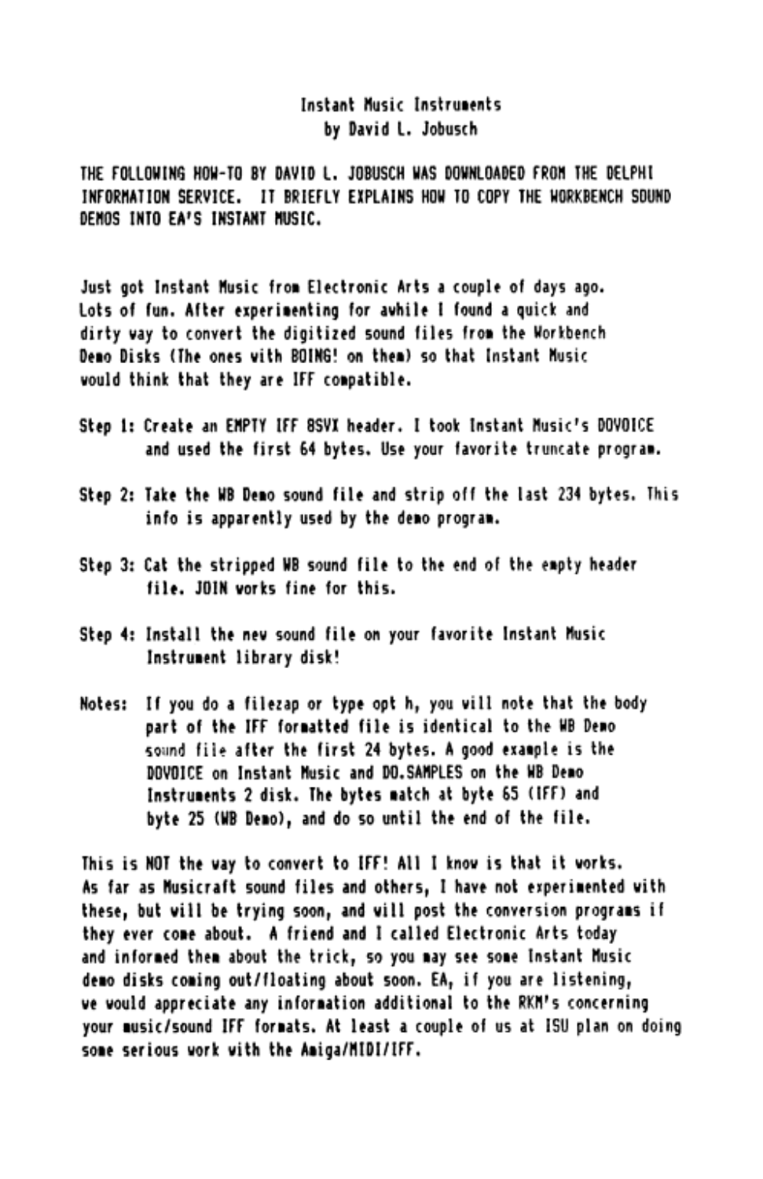# Instant Music Instruments
## by David L. Jobusch

THE FOLLOWING HOW-TO BY DAVID L. JOBUSCH WAS DOWNLOADED FROM THE DELPHI INFORMATION SERVICE. IT BRIEFLY EXPLAINS HOW TO COPY THE WORKBENCH SOUND DEMOS INTO EA'S INSTANT MUSIC.

Just got Instant Music from Electronic Arts a couple of days ago. Lots of fun. After experimenting for awhile I found a quick and dirty way to convert the digitized sound files from the Workbench Demo Disks (The ones with BOING! on them) so that Instant Music would think that they are IFF compatible.

Step 1: Create an EMPTY IFF 8SVX header. I took Instant Music's DOVOICE and used the first 64 bytes. Use your favorite truncate program.

Step 2: Take the WB Demo sound file and strip off the last 234 bytes. This info is apparently used by the demo program.

Step 3: Cat the stripped WB sound file to the end of the empty header file. JOIN works fine for this.

Step 4: Install the new sound file on your favorite Instant Music Instrument library disk!

Notes: If you do a filezap or type opt h, you will note that the body part of the IFF formatted file is identical to the WB Demo sound file after the first 24 bytes. A good example is the DOVOICE on Instant Music and DO.SAMPLES on the WB Demo Instruments 2 disk. The bytes match at byte 65 (IFF) and byte 25 (WB Demo), and do so until the end of the file.

This is NOT the way to convert to IFF! All I know is that it works. As far as Musicraft sound files and others, I have not experimented with these, but will be trying soon, and will post the conversion programs if they ever come about. A friend and I called Electronic Arts today and informed them about the trick, so you may see some Instant Music demo disks coming out/floating about soon. EA, if you are listening, we would appreciate any information additional to the RKM's concerning your music/sound IFF formats. At least a couple of us at ISU plan on doing some serious work with the Amiga/MIDI/IFF.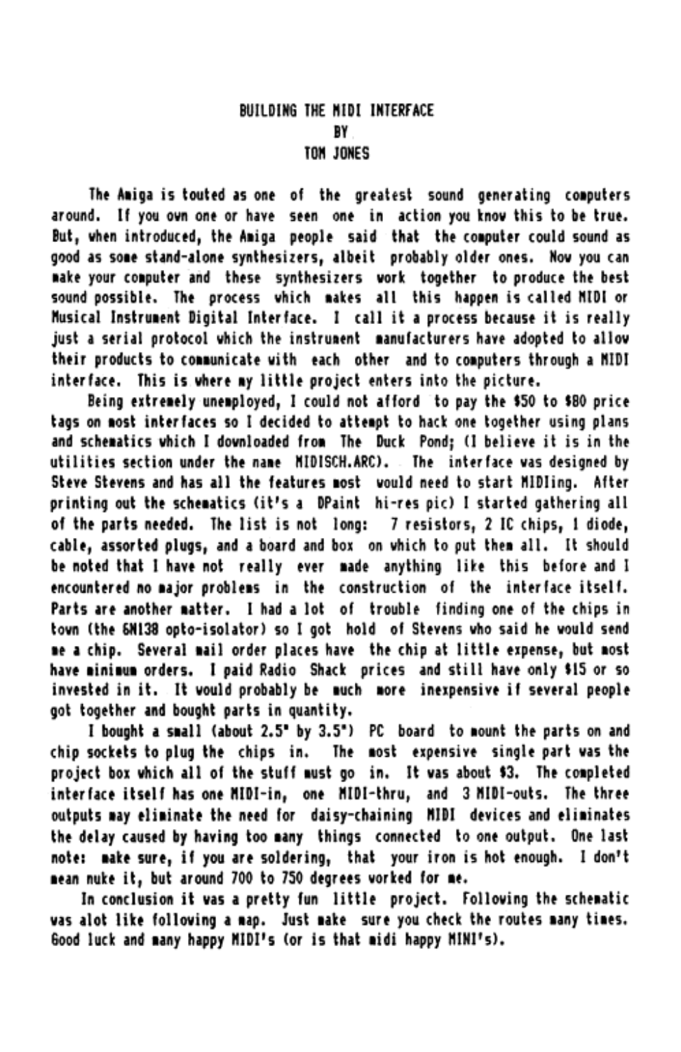# BUILDING THE MIDI INTERFACE
BY
TOM JONES

The Amiga is touted as one of the greatest sound generating computers around. If you own one or have seen one in action you know this to be true. But, when introduced, the Amiga people said that the computer could sound as good as some stand-alone synthesizers, albeit probably older ones. Now you can make your computer and these synthesizers work together to produce the best sound possible. The process which makes all this happen is called MIDI or Musical Instrument Digital Interface. I call it a process because it is really just a serial protocol which the instrument manufacturers have adopted to allow their products to communicate with each other and to computers through a MIDI interface. This is where my little project enters into the picture.

Being extremely unemployed, I could not afford to pay the $50 to $80 price tags on most interfaces so I decided to attempt to hack one together using plans and schematics which I downloaded from The Duck Pond; (I believe it is in the utilities section under the name MIDISCH.ARC). The interface was designed by Steve Stevens and has all the features most would need to start MIDIing. After printing out the schematics (it's a DPaint hi-res pic) I started gathering all of the parts needed. The list is not long: 7 resistors, 2 IC chips, 1 diode, cable, assorted plugs, and a board and box on which to put them all. It should be noted that I have not really ever made anything like this before and I encountered no major problems in the construction of the interface itself. Parts are another matter. I had a lot of trouble finding one of the chips in town (the 6N138 opto-isolator) so I got hold of Stevens who said he would send me a chip. Several mail order places have the chip at little expense, but most have minimum orders. I paid Radio Shack prices and still have only $15 or so invested in it. It would probably be much more inexpensive if several people got together and bought parts in quantity.

I bought a small (about 2.5" by 3.5") PC board to mount the parts on and chip sockets to plug the chips in. The most expensive single part was the project box which all of the stuff must go in. It was about $3. The completed interface itself has one MIDI-in, one MIDI-thru, and 3 MIDI-outs. The three outputs may eliminate the need for daisy-chaining MIDI devices and eliminates the delay caused by having too many things connected to one output. One last note: make sure, if you are soldering, that your iron is hot enough. I don't mean nuke it, but around 700 to 750 degrees worked for me.

In conclusion it was a pretty fun little project. Following the schematic was alot like following a map. Just make sure you check the routes many times. Good luck and many happy MIDI's (or is that midi happy MINI's).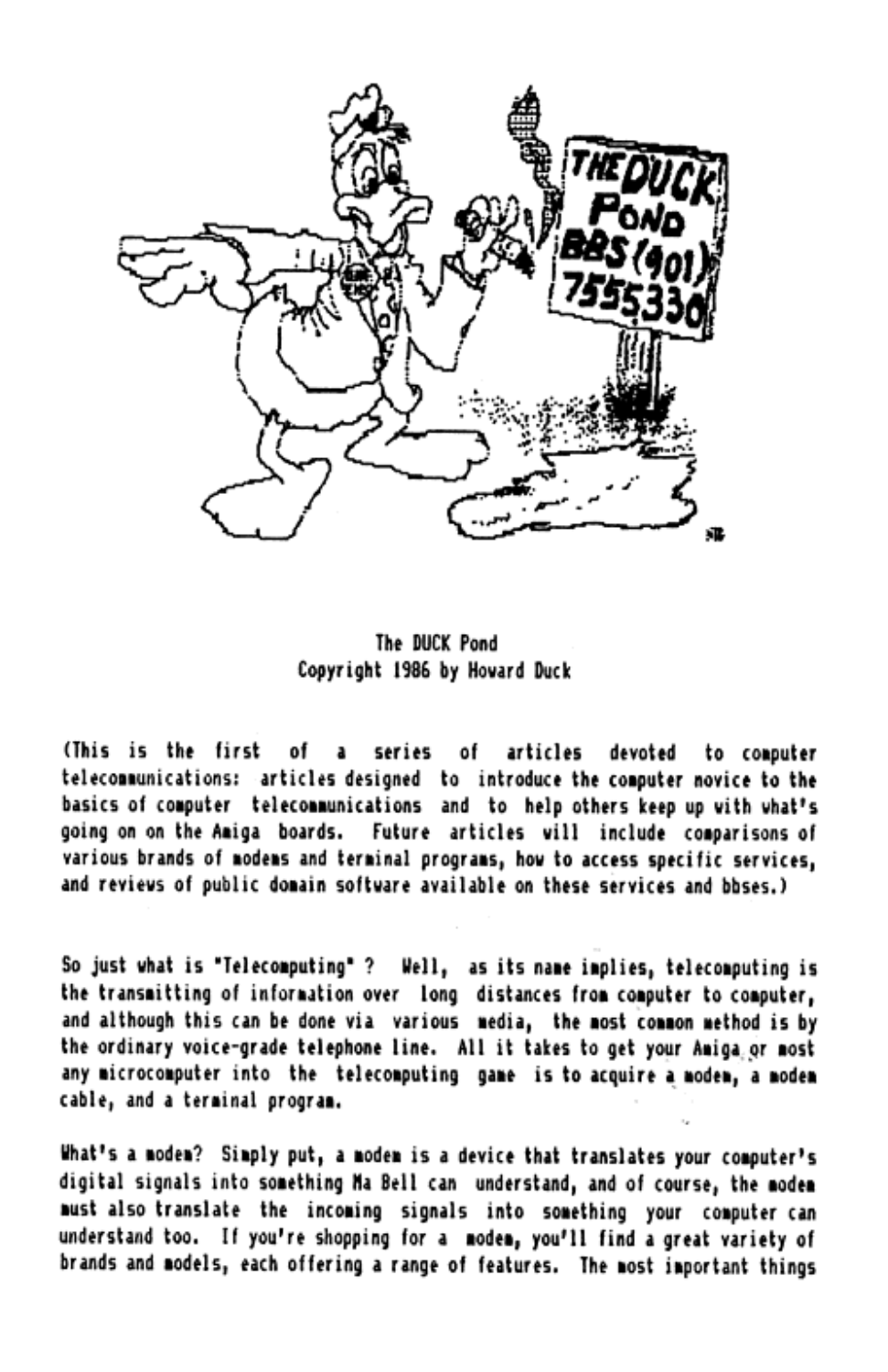The DUCK Pond
Copyright 1986 by Howard Duck

(This is the first of a series of articles devoted to computer telecommunications: articles designed to introduce the computer novice to the basics of computer telecommunications and to help others keep up with what's going on on the Amiga boards. Future articles will include comparisons of various brands of modems and terminal programs, how to access specific services, and reviews of public domain software available on these services and bbses.)

So just what is "Telecomputing" ? Well, as its name implies, telecomputing is the transmitting of information over long distances from computer to computer, and although this can be done via various media, the most common method is by the ordinary voice-grade telephone line. All it takes to get your Amiga or most any microcomputer into the telecomputing game is to acquire a modem, a modem cable, and a terminal program.

What's a modem? Simply put, a modem is a device that translates your computer's digital signals into something Ma Bell can understand, and of course, the modem must also translate the incoming signals into something your computer can understand too. If you're shopping for a modem, you'll find a great variety of brands and models, each offering a range of features. The most important things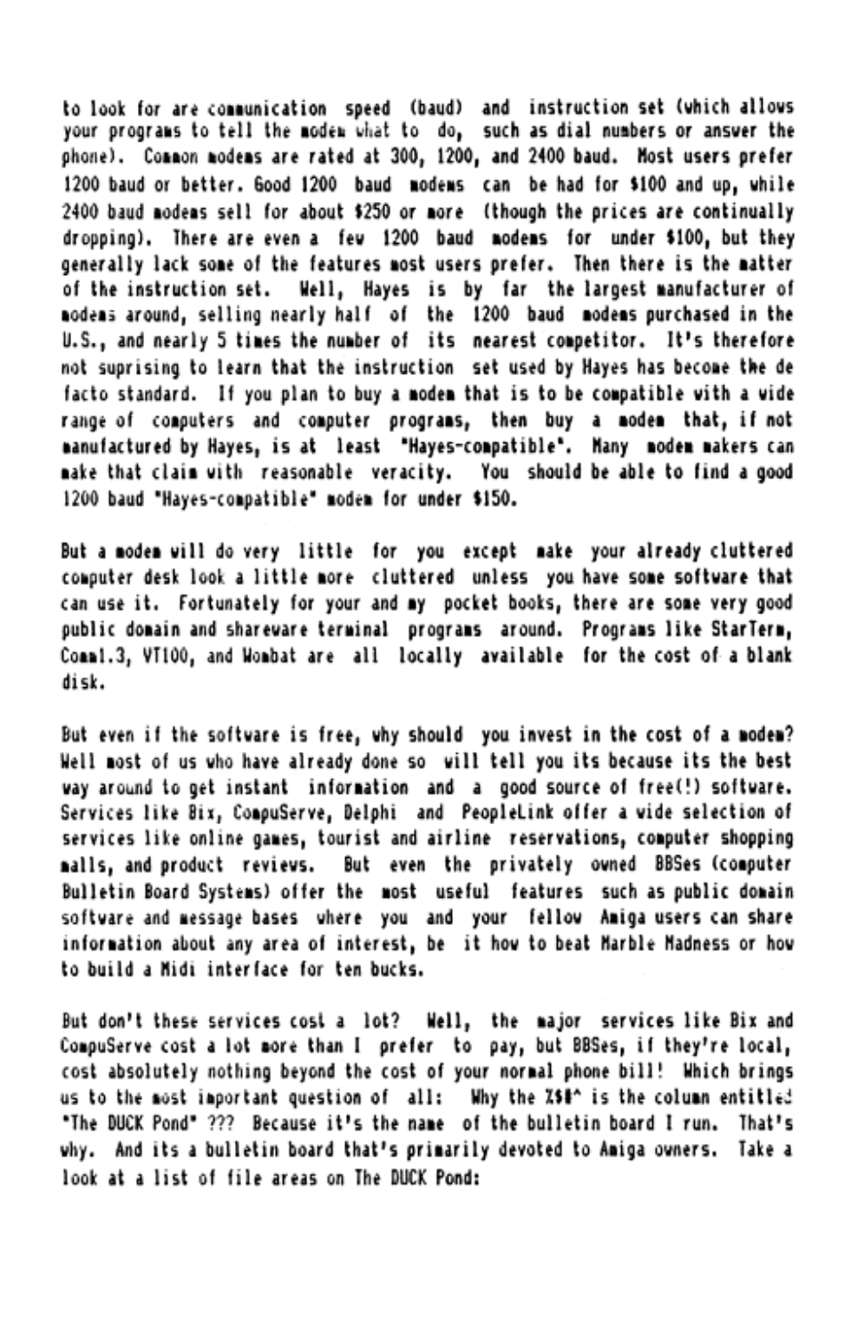to look for are communication speed (baud) and instruction set (which allows your programs to tell the modem what to do, such as dial numbers or answer the phone). Common modems are rated at 300, 1200, and 2400 baud. Most users prefer 1200 baud or better. Good 1200 baud modems can be had for $100 and up, while 2400 baud modems sell for about $250 or more (though the prices are continually dropping). There are even a few 1200 baud modems for under $100, but they generally lack some of the features most users prefer. Then there is the matter of the instruction set. Well, Hayes is by far the largest manufacturer of modems around, selling nearly half of the 1200 baud modems purchased in the U.S., and nearly 5 times the number of its nearest competitor. It's therefore not suprising to learn that the instruction set used by Hayes has become the de facto standard. If you plan to buy a modem that is to be compatible with a wide range of computers and computer programs, then buy a modem that, if not manufactured by Hayes, is at least "Hayes-compatible". Many modem makers can make that claim with reasonable veracity. You should be able to find a good 1200 baud "Hayes-compatible" modem for under $150.

But a modem will do very little for you except make your already cluttered computer desk look a little more cluttered unless you have some software that can use it. Fortunately for your and my pocket books, there are some very good public domain and shareware terminal programs around. Programs like StarTerm, Comm1.3, VT100, and Wombat are all locally available for the cost of a blank disk.

But even if the software is free, why should you invest in the cost of a modem? Well most of us who have already done so will tell you its because its the best way around to get instant information and a good source of free(!) software. Services like Bix, CompuServe, Delphi and PeopleLink offer a wide selection of services like online games, tourist and airline reservations, computer shopping malls, and product reviews. But even the privately owned BBSes (computer Bulletin Board Systems) offer the most useful features such as public domain software and message bases where you and your fellow Amiga users can share information about any area of interest, be it how to beat Marble Madness or how to build a Midi interface for ten bucks.

But don't these services cost a lot? Well, the major services like Bix and CompuServe cost a lot more than I prefer to pay, but BBSes, if they're local, cost absolutely nothing beyond the cost of your normal phone bill! Which brings us to the most important question of all: Why the %$#^ is the column entitled "The DUCK Pond" ??? Because it's the name of the bulletin board I run. That's why. And its a bulletin board that's primarily devoted to Amiga owners. Take a look at a list of file areas on The DUCK Pond: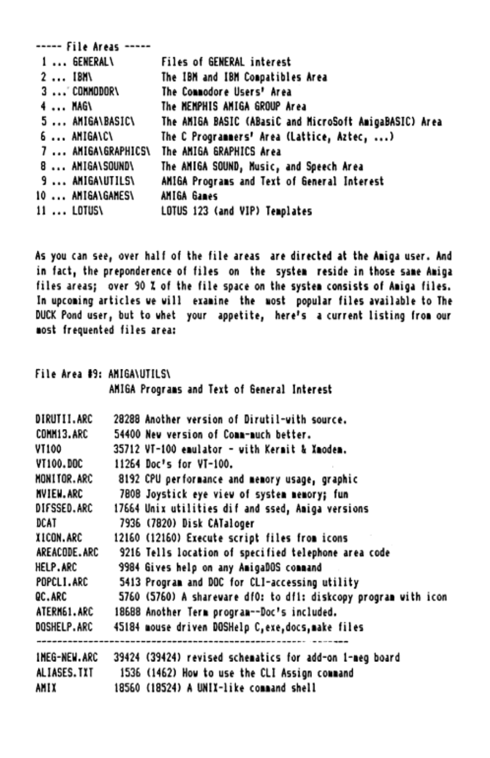----- File Areas -----

```
 1 ... GENERAL\         Files of GENERAL interest
 2 ... IBM\             The IBM and IBM Compatibles Area
 3 ... COMMODOR\        The Commodore Users' Area
 4 ... MAG\             The MEMPHIS AMIGA GROUP Area
 5 ... AMIGA\BASIC\     The AMIGA BASIC (ABasiC and MicroSoft AmigaBASIC) Area
 6 ... AMIGA\C\         The C Programmers' Area (Lattice, Aztec, ...)
 7 ... AMIGA\GRAPHICS\  The AMIGA GRAPHICS Area
 8 ... AMIGA\SOUND\     The AMIGA SOUND, Music, and Speech Area
 9 ... AMIGA\UTILS\     AMIGA Programs and Text of General Interest
10 ... AMIGA\GAMES\     AMIGA Games
11 ... LOTUS\           LOTUS 123 (and VIP) Templates
```

As you can see, over half of the file areas are directed at the Amiga user. And in fact, the preponderence of files on the system reside in those same Amiga files areas; over 90 % of the file space on the system consists of Amiga files. In upcoming articles we will examine the most popular files available to The DUCK Pond user, but to whet your appetite, here's a current listing from our most frequented files area:

```
File Area #9: AMIGA\UTILS\
              AMIGA Programs and Text of General Interest

DIRUTII.ARC    28288 Another version of Dirutil-with source.
COMM13.ARC     54400 New version of Comm-much better.
VT100          35712 VT-100 emulator - with Kermit & Xmodem.
VT100.DOC      11264 Doc's for VT-100.
MONITOR.ARC     8192 CPU performance and memory usage, graphic
MVIEW.ARC       7808 Joystick eye view of system memory; fun
DIFSSED.ARC    17664 Unix utilities dif and ssed, Amiga versions
DCAT            7936 (7820) Disk CATaloger
XICON.ARC      12160 (12160) Execute script files from icons
AREACODE.ARC    9216 Tells location of specified telephone area code
HELP.ARC        9984 Gives help on any AmigaDOS command
POPCLI.ARC      5413 Program and DOC for CLI-accessing utility
QC.ARC          5760 (5760) A shareware df0: to df1: diskcopy program with icon
ATERM61.ARC    18688 Another Term program--Doc's included.
DOSHELP.ARC    45184 mouse driven DOSHelp C,exe,docs,make files
------------------------------------------------------------------
1MEG-NEW.ARC   39424 (39424) revised schematics for add-on 1-meg board
ALIASES.TXT     1536 (1462) How to use the CLI Assign command
AMIX           18560 (18524) A UNIX-like command shell
```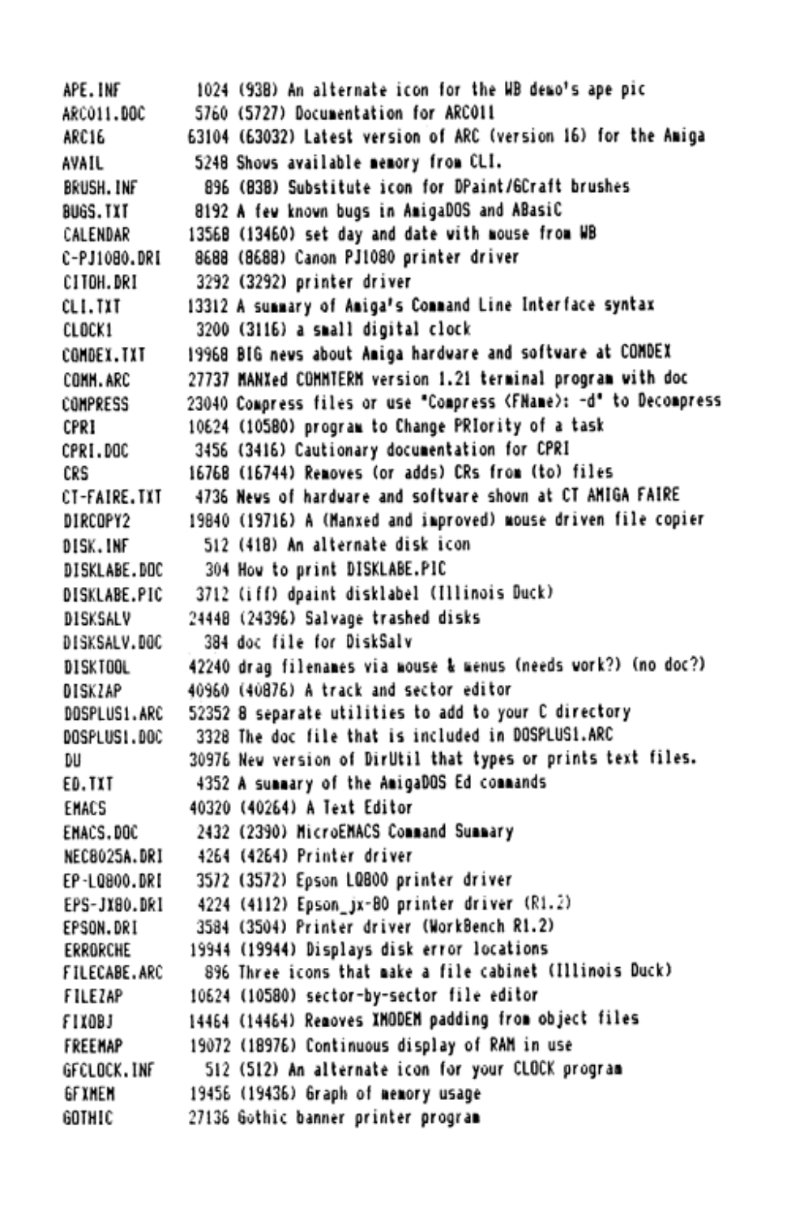```
APE.INF         1024 (938) An alternate icon for the WB demo's ape pic
ARC011.DOC      5760 (5727) Documentation for ARC011
ARC16          63104 (63032) Latest version of ARC (version 16) for the Amiga
AVAIL           5248 Shows available memory from CLI.
BRUSH.INF        896 (838) Substitute icon for DPaint/GCraft brushes
BUGS.TXT        8192 A few known bugs in AmigaDOS and ABasiC
CALENDAR       13568 (13460) set day and date with mouse from WB
C-PJ1080.DRI    8688 (8688) Canon PJ1080 printer driver
CITOH.DRI       3292 (3292) printer driver
CLI.TXT        13312 A summary of Amiga's Command Line Interface syntax
CLOCK1          3200 (3116) a small digital clock
COMDEX.TXT     19968 BIG news about Amiga hardware and software at COMDEX
COMM.ARC       27737 MANXed COMMTERM version 1.21 terminal program with doc
COMPRESS       23040 Compress files or use "Compress (FName): -d" to Decompress
CPRI           10624 (10580) program to Change PRIority of a task
CPRI.DOC        3456 (3416) Cautionary documentation for CPRI
CRS            16768 (16744) Removes (or adds) CRs from (to) files
CT-FAIRE.TXT    4736 News of hardware and software shown at CT AMIGA FAIRE
DIRCOPY2       19840 (19716) A (Manxed and improved) mouse driven file copier
DISK.INF         512 (418) An alternate disk icon
DISKLABE.DOC     304 How to print DISKLABE.PIC
DISKLABE.PIC    3712 (iff) dpaint disklabel (Illinois Duck)
DISKSALV       24448 (24396) Salvage trashed disks
DISKSALV.DOC     384 doc file for DiskSalv
DISKTOOL       42240 drag filenames via mouse & menus (needs work?) (no doc?)
DISKZAP        40960 (40876) A track and sector editor
DOSPLUS1.ARC   52352 8 separate utilities to add to your C directory
DOSPLUS1.DOC    3328 The doc file that is included in DOSPLUS1.ARC
DU             30976 New version of DirUtil that types or prints text files.
ED.TXT          4352 A summary of the AmigaDOS Ed commands
EMACS          40320 (40264) A Text Editor
EMACS.DOC       2432 (2390) MicroEMACS Command Summary
NEC8025A.DRI    4264 (4264) Printer driver
EP-LQ800.DRI    3572 (3572) Epson LQ800 printer driver
EPS-JX80.DRI    4224 (4112) Epson_jx-80 printer driver (R1.2)
EPSON.DRI       3584 (3504) Printer driver (WorkBench R1.2)
ERRORCHE       19944 (19944) Displays disk error locations
FILECABE.ARC     896 Three icons that make a file cabinet (Illinois Duck)
FILEZAP        10624 (10580) sector-by-sector file editor
FIXOBJ         14464 (14464) Removes XMODEM padding from object files
FREEMAP        19072 (18976) Continuous display of RAM in use
GFCLOCK.INF      512 (512) An alternate icon for your CLOCK program
GFXMEM         19456 (19436) Graph of memory usage
GOTHIC         27136 Gothic banner printer program
```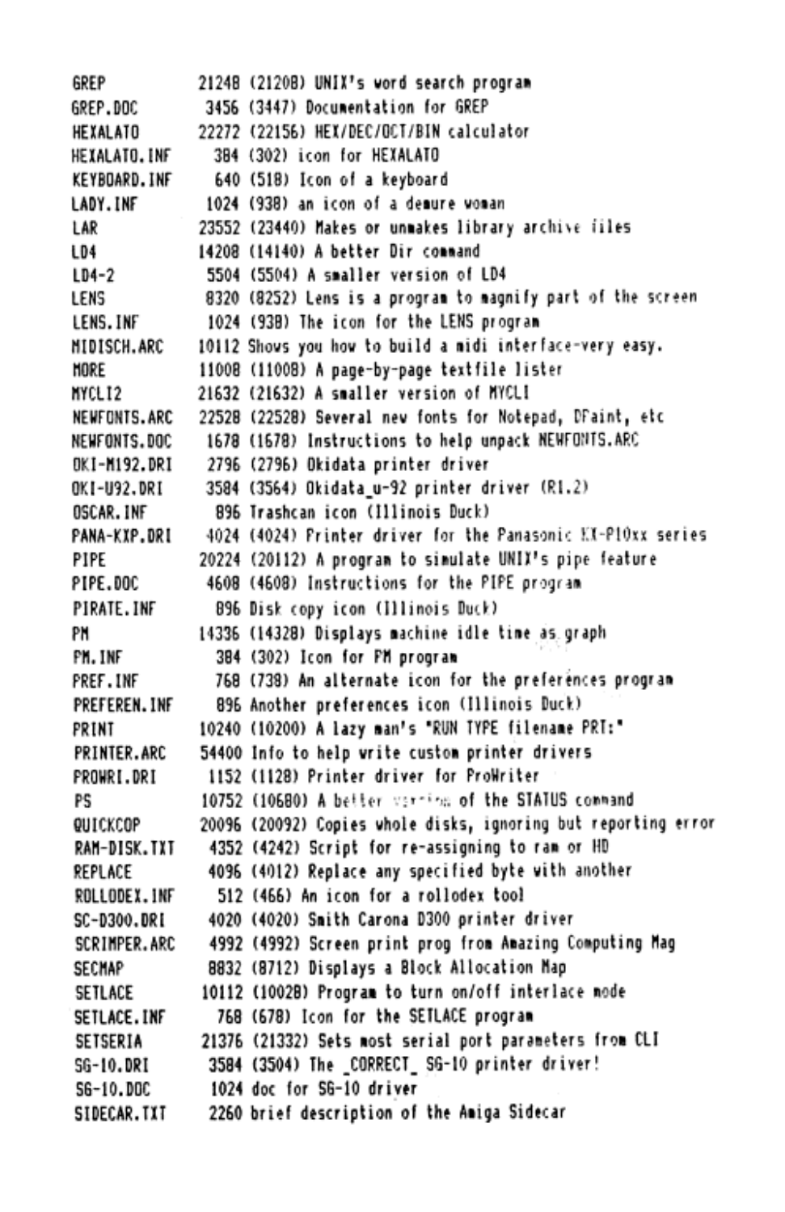```
GREP          21248 (21208) UNIX's word search program
GREP.DOC       3456 (3447) Documentation for GREP
HEXALATO      22272 (22156) HEX/DEC/OCT/BIN calculator
HEXALATO.INF    384 (302) icon for HEXALATO
KEYBOARD.INF    640 (518) Icon of a keyboard
LADY.INF       1024 (938) an icon of a demure woman
LAR           23552 (23440) Makes or unmakes library archive files
LD4           14208 (14140) A better Dir command
LD4-2          5504 (5504) A smaller version of LD4
LENS           8320 (8252) Lens is a program to magnify part of the screen
LENS.INF       1024 (938) The icon for the LENS program
MIDISCH.ARC   10112 Shows you how to build a midi interface-very easy.
MORE          11008 (11008) A page-by-page textfile lister
MYCLI2        21632 (21632) A smaller version of MYCLI
NEWFONTS.ARC  22528 (22528) Several new fonts for Notepad, DPaint, etc
NEWFONTS.DOC   1678 (1678) Instructions to help unpack NEWFONTS.ARC
OKI-M192.DRI   2796 (2796) Okidata printer driver
OKI-U92.DRI    3584 (3564) Okidata_u-92 printer driver (R1.2)
OSCAR.INF       896 Trashcan icon (Illinois Duck)
PANA-KXP.DRI   4024 (4024) Printer driver for the Panasonic KX-P10xx series
PIPE          20224 (20112) A program to simulate UNIX's pipe feature
PIPE.DOC       4608 (4608) Instructions for the PIPE program
PIRATE.INF      896 Disk copy icon (Illinois Duck)
PM            14336 (14328) Displays machine idle time as graph
PM.INF          384 (302) Icon for PM program
PREF.INF        768 (738) An alternate icon for the preferences program
PREFEREN.INF    896 Another preferences icon (Illinois Duck)
PRINT         10240 (10200) A lazy man's "RUN TYPE filename PRT:"
PRINTER.ARC   54400 Info to help write custom printer drivers
PROWRI.DRI     1152 (1128) Printer driver for ProWriter
PS            10752 (10680) A better version of the STATUS command
QUICKCOP      20096 (20092) Copies whole disks, ignoring but reporting error
RAM-DISK.TXT   4352 (4242) Script for re-assigning to ram or HD
REPLACE        4096 (4012) Replace any specified byte with another
ROLLODEX.INF    512 (466) An icon for a rollodex tool
SC-D300.DRI    4020 (4020) Smith Carona D300 printer driver
SCRIMPER.ARC   4992 (4992) Screen print prog from Amazing Computing Mag
SECMAP         8832 (8712) Displays a Block Allocation Map
SETLACE       10112 (10028) Program to turn on/off interlace mode
SETLACE.INF     768 (678) Icon for the SETLACE program
SETSERIA      21376 (21332) Sets most serial port parameters from CLI
SG-10.DRI      3584 (3504) The _CORRECT_ SG-10 printer driver!
SG-10.DOC      1024 doc for SG-10 driver
SIDECAR.TXT    2260 brief description of the Amiga Sidecar
```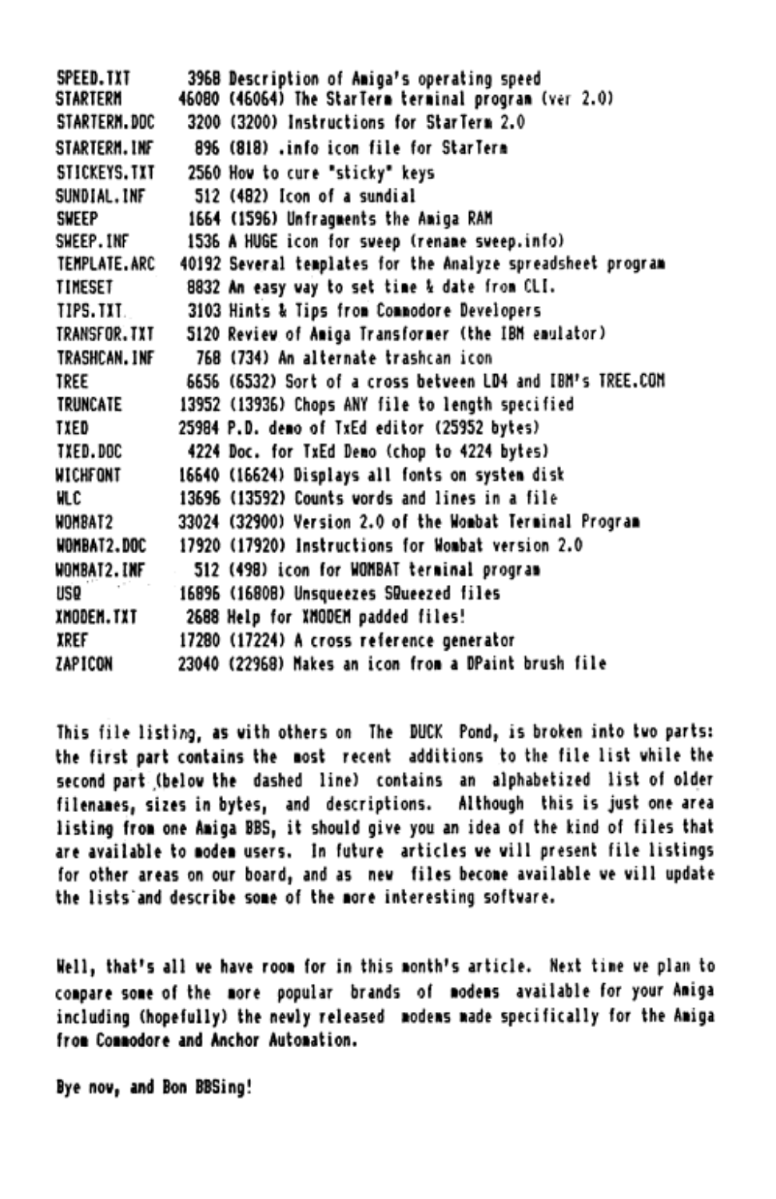```
SPEED.TXT       3968 Description of Amiga's operating speed
STARTERM       46080 (46064) The StarTerm terminal program (ver 2.0)
STARTERM.DOC    3200 (3200) Instructions for StarTerm 2.0
STARTERM.INF     896 (818) .info icon file for StarTerm
STICKEYS.TXT    2560 How to cure "sticky" keys
SUNDIAL.INF      512 (482) Icon of a sundial
SWEEP           1664 (1596) Unfragments the Amiga RAM
SWEEP.INF       1536 A HUGE icon for sweep (rename sweep.info)
TEMPLATE.ARC   40192 Several templates for the Analyze spreadsheet program
TIMESET         8832 An easy way to set time & date from CLI.
TIPS.TXT        3103 Hints & Tips from Commodore Developers
TRANSFOR.TXT    5120 Review of Amiga Transformer (the IBM emulator)
TRASHCAN.INF     768 (734) An alternate trashcan icon
TREE            6656 (6532) Sort of a cross between LD4 and IBM's TREE.COM
TRUNCATE       13952 (13936) Chops ANY file to length specified
TXED           25984 P.D. demo of TxEd editor (25952 bytes)
TXED.DOC        4224 Doc. for TxEd Demo (chop to 4224 bytes)
WICHFONT       16640 (16624) Displays all fonts on system disk
WLC            13696 (13592) Counts words and lines in a file
WOMBAT2        33024 (32900) Version 2.0 of the Wombat Terminal Program
WOMBAT2.DOC    17920 (17920) Instructions for Wombat version 2.0
WOMBAT2.INF      512 (498) icon for WOMBAT terminal program
USQ            16896 (16808) Unsqueezes SQueezed files
XMODEM.TXT      2688 Help for XMODEM padded files!
XREF           17280 (17224) A cross reference generator
ZAPICON        23040 (22968) Makes an icon from a DPaint brush file
```

This file listing, as with others on The DUCK Pond, is broken into two parts: the first part contains the most recent additions to the file list while the second part (below the dashed line) contains an alphabetized list of older filenames, sizes in bytes, and descriptions. Although this is just one area listing from one Amiga BBS, it should give you an idea of the kind of files that are available to modem users. In future articles we will present file listings for other areas on our board, and as new files become available we will update the lists and describe some of the more interesting software.

Well, that's all we have room for in this month's article. Next time we plan to compare some of the more popular brands of modems available for your Amiga including (hopefully) the newly released modems made specifically for the Amiga from Commodore and Anchor Automation.

Bye now, and Bon BBSing!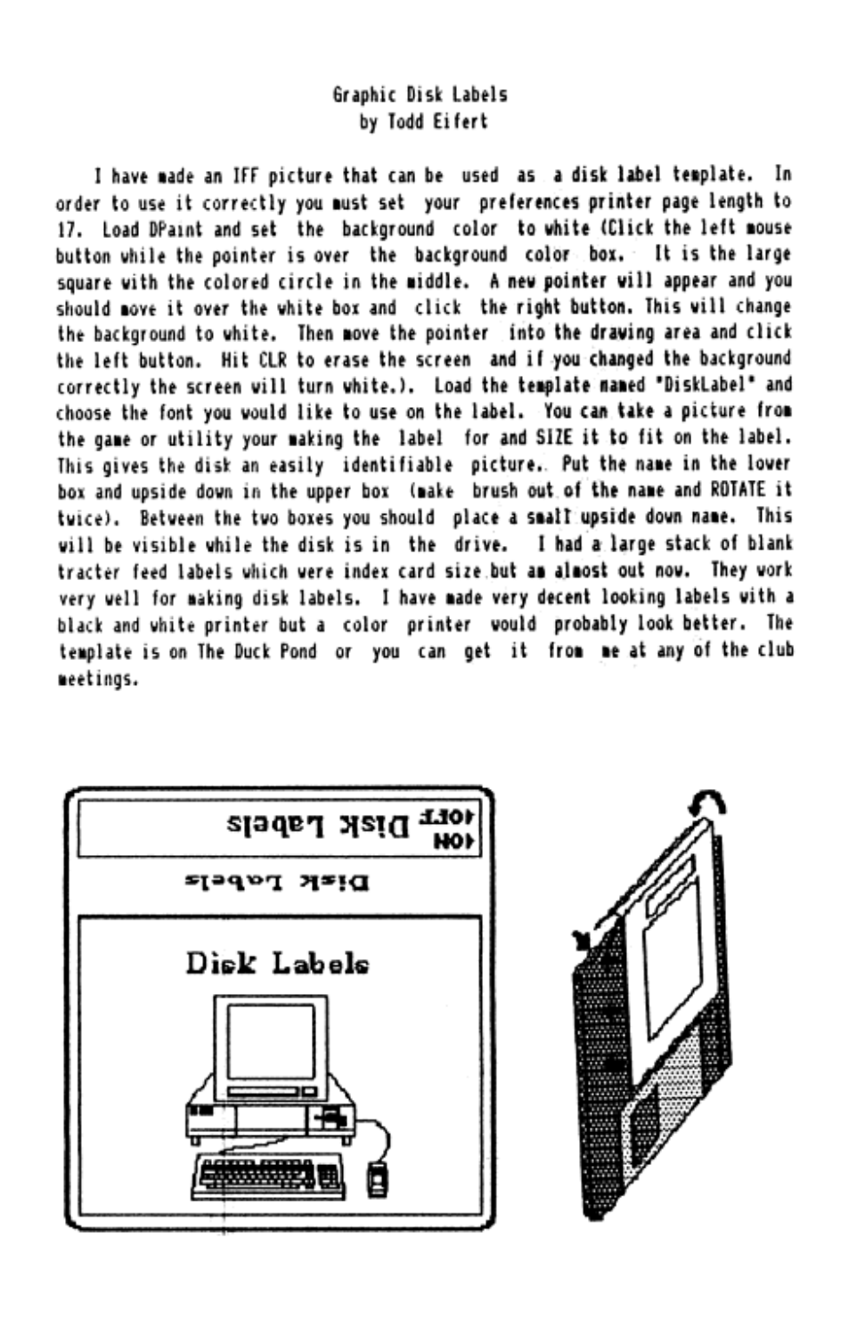# Graphic Disk Labels

by Todd Eifert

I have made an IFF picture that can be used as a disk label template. In order to use it correctly you must set your preferences printer page length to 17. Load DPaint and set the background color to white (Click the left mouse button while the pointer is over the background color box. It is the large square with the colored circle in the middle. A new pointer will appear and you should move it over the white box and click the right button. This will change the background to white. Then move the pointer into the drawing area and click the left button. Hit CLR to erase the screen and if you changed the background correctly the screen will turn white.). Load the template named "DiskLabel" and choose the font you would like to use on the label. You can take a picture from the game or utility your making the label for and SIZE it to fit on the label. This gives the disk an easily identifiable picture. Put the name in the lower box and upside down in the upper box (make brush out of the name and ROTATE it twice). Between the two boxes you should place a small upside down name. This will be visible while the disk is in the drive. I had a large stack of blank tracter feed labels which were index card size but am almost out now. They work very well for making disk labels. I have made very decent looking labels with a black and white printer but a color printer would probably look better. The template is on The Duck Pond or you can get it from me at any of the club meetings.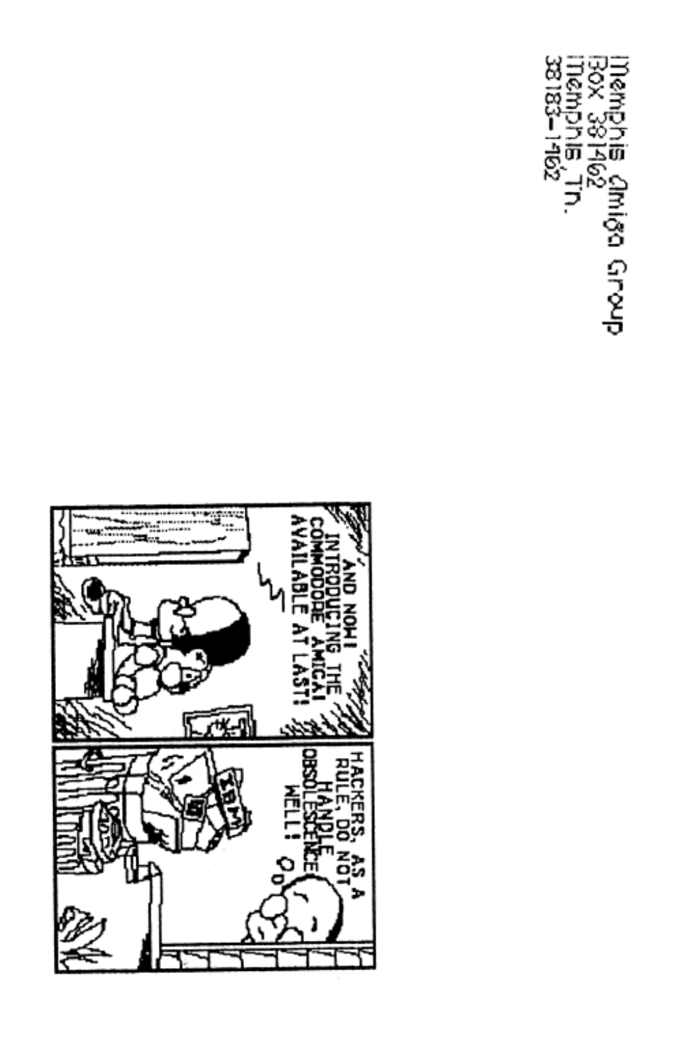Memphis Amiga Group
Box 381462
Memphis, Tn.
38183-1462